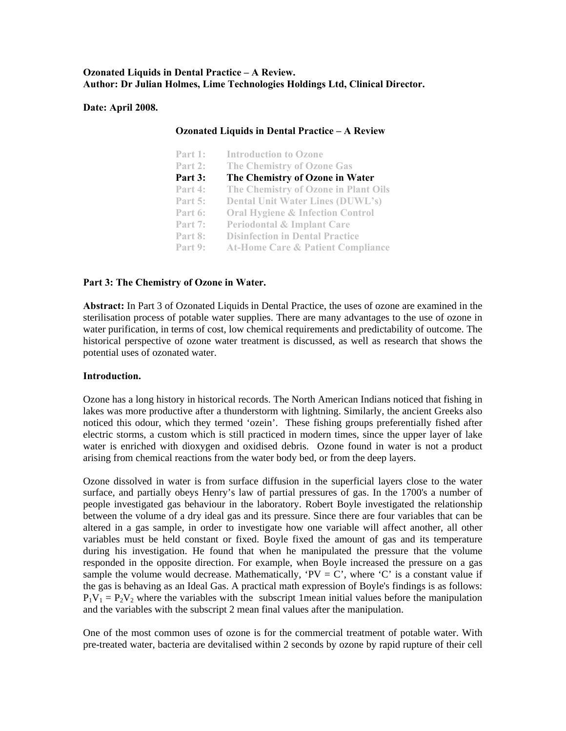**Ozonated Liquids in Dental Practice – A Review.**
**Author: Dr Julian Holmes, Lime Technologies Holdings Ltd, Clinical Director.**

**Date: April 2008.**

**Ozonated Liquids in Dental Practice – A Review**

| | |
|---|---|
| Part 1: | Introduction to Ozone |
| Part 2: | The Chemistry of Ozone Gas |
| **Part 3:** | **The Chemistry of Ozone in Water** |
| Part 4: | The Chemistry of Ozone in Plant Oils |
| Part 5: | Dental Unit Water Lines (DUWL's) |
| Part 6: | Oral Hygiene & Infection Control |
| Part 7: | Periodontal & Implant Care |
| Part 8: | Disinfection in Dental Practice |
| Part 9: | At-Home Care & Patient Compliance |

## Part 3: The Chemistry of Ozone in Water.

**Abstract:** In Part 3 of Ozonated Liquids in Dental Practice, the uses of ozone are examined in the sterilisation process of potable water supplies. There are many advantages to the use of ozone in water purification, in terms of cost, low chemical requirements and predictability of outcome. The historical perspective of ozone water treatment is discussed, as well as research that shows the potential uses of ozonated water.

### Introduction.

Ozone has a long history in historical records. The North American Indians noticed that fishing in lakes was more productive after a thunderstorm with lightning. Similarly, the ancient Greeks also noticed this odour, which they termed 'ozein'. These fishing groups preferentially fished after electric storms, a custom which is still practiced in modern times, since the upper layer of lake water is enriched with dioxygen and oxidised debris. Ozone found in water is not a product arising from chemical reactions from the water body bed, or from the deep layers.

Ozone dissolved in water is from surface diffusion in the superficial layers close to the water surface, and partially obeys Henry's law of partial pressures of gas. In the 1700's a number of people investigated gas behaviour in the laboratory. Robert Boyle investigated the relationship between the volume of a dry ideal gas and its pressure. Since there are four variables that can be altered in a gas sample, in order to investigate how one variable will affect another, all other variables must be held constant or fixed. Boyle fixed the amount of gas and its temperature during his investigation. He found that when he manipulated the pressure that the volume responded in the opposite direction. For example, when Boyle increased the pressure on a gas sample the volume would decrease. Mathematically, '$PV = C$', where 'C' is a constant value if the gas is behaving as an Ideal Gas. A practical math expression of Boyle's findings is as follows: $P_1V_1 = P_2V_2$ where the variables with the subscript 1mean initial values before the manipulation and the variables with the subscript 2 mean final values after the manipulation.

One of the most common uses of ozone is for the commercial treatment of potable water. With pre-treated water, bacteria are devitalised within 2 seconds by ozone by rapid rupture of their cell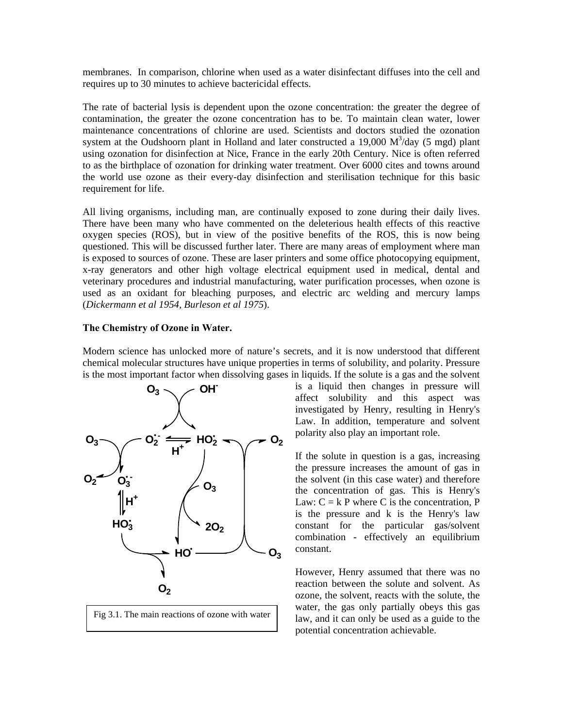membranes. In comparison, chlorine when used as a water disinfectant diffuses into the cell and requires up to 30 minutes to achieve bactericidal effects.

The rate of bacterial lysis is dependent upon the ozone concentration: the greater the degree of contamination, the greater the ozone concentration has to be. To maintain clean water, lower maintenance concentrations of chlorine are used. Scientists and doctors studied the ozonation system at the Oudshoorn plant in Holland and later constructed a 19,000 $M^3$/day (5 mgd) plant using ozonation for disinfection at Nice, France in the early 20th Century. Nice is often referred to as the birthplace of ozonation for drinking water treatment. Over 6000 cites and towns around the world use ozone as their every-day disinfection and sterilisation technique for this basic requirement for life.

All living organisms, including man, are continually exposed to zone during their daily lives. There have been many who have commented on the deleterious health effects of this reactive oxygen species (ROS), but in view of the positive benefits of the ROS, this is now being questioned. This will be discussed further later. There are many areas of employment where man is exposed to sources of ozone. These are laser printers and some office photocopying equipment, x-ray generators and other high voltage electrical equipment used in medical, dental and veterinary procedures and industrial manufacturing, water purification processes, when ozone is used as an oxidant for bleaching purposes, and electric arc welding and mercury lamps (*Dickermann et al 1954, Burleson et al 1975*).

**The Chemistry of Ozone in Water.**

Modern science has unlocked more of nature's secrets, and it is now understood that different chemical molecular structures have unique properties in terms of solubility, and polarity. Pressure is the most important factor when dissolving gases in liquids. If the solute is a gas and the solvent is a liquid then changes in pressure will affect solubility and this aspect was investigated by Henry, resulting in Henry's Law. In addition, temperature and solvent polarity also play an important role.

If the solute in question is a gas, increasing the pressure increases the amount of gas in the solvent (in this case water) and therefore the concentration of gas. This is Henry's Law: $C = k P$ where C is the concentration, P is the pressure and k is the Henry's law constant for the particular gas/solvent combination - effectively an equilibrium constant.

However, Henry assumed that there was no reaction between the solute and solvent. As ozone, the solvent, reacts with the solute, the water, the gas only partially obeys this gas law, and it can only be used as a guide to the potential concentration achievable.

Fig 3.1. The main reactions of ozone with water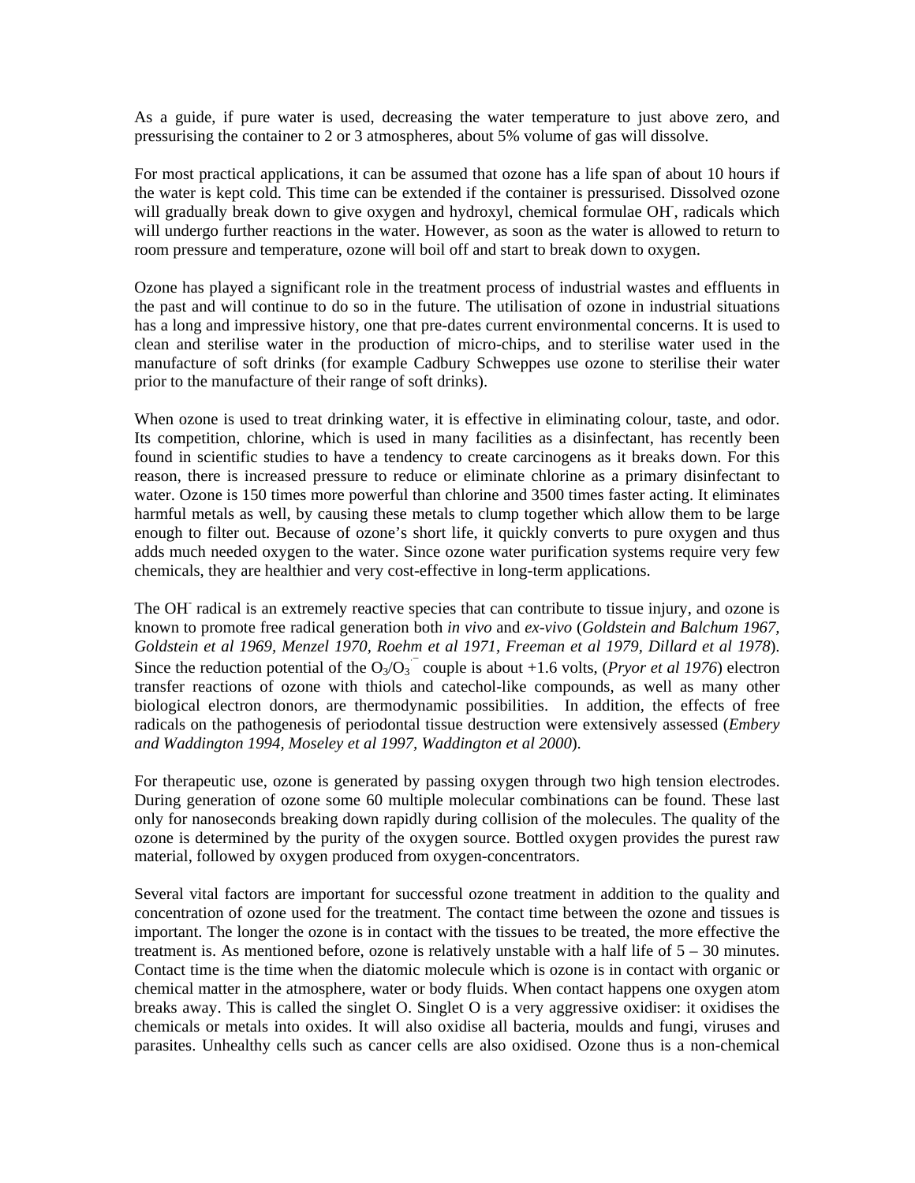As a guide, if pure water is used, decreasing the water temperature to just above zero, and pressurising the container to 2 or 3 atmospheres, about 5% volume of gas will dissolve.

For most practical applications, it can be assumed that ozone has a life span of about 10 hours if the water is kept cold. This time can be extended if the container is pressurised. Dissolved ozone will gradually break down to give oxygen and hydroxyl, chemical formulae $OH^-$, radicals which will undergo further reactions in the water. However, as soon as the water is allowed to return to room pressure and temperature, ozone will boil off and start to break down to oxygen.

Ozone has played a significant role in the treatment process of industrial wastes and effluents in the past and will continue to do so in the future. The utilisation of ozone in industrial situations has a long and impressive history, one that pre-dates current environmental concerns. It is used to clean and sterilise water in the production of micro-chips, and to sterilise water used in the manufacture of soft drinks (for example Cadbury Schweppes use ozone to sterilise their water prior to the manufacture of their range of soft drinks).

When ozone is used to treat drinking water, it is effective in eliminating colour, taste, and odor. Its competition, chlorine, which is used in many facilities as a disinfectant, has recently been found in scientific studies to have a tendency to create carcinogens as it breaks down. For this reason, there is increased pressure to reduce or eliminate chlorine as a primary disinfectant to water. Ozone is 150 times more powerful than chlorine and 3500 times faster acting. It eliminates harmful metals as well, by causing these metals to clump together which allow them to be large enough to filter out. Because of ozone's short life, it quickly converts to pure oxygen and thus adds much needed oxygen to the water. Since ozone water purification systems require very few chemicals, they are healthier and very cost-effective in long-term applications.

The $OH^-$ radical is an extremely reactive species that can contribute to tissue injury, and ozone is known to promote free radical generation both *in vivo* and *ex-vivo* (*Goldstein and Balchum 1967, Goldstein et al 1969, Menzel 1970, Roehm et al 1971, Freeman et al 1979, Dillard et al 1978*). Since the reduction potential of the $O_3/O_3^{\cdot -}$ couple is about +1.6 volts, (*Pryor et al 1976*) electron transfer reactions of ozone with thiols and catechol-like compounds, as well as many other biological electron donors, are thermodynamic possibilities. In addition, the effects of free radicals on the pathogenesis of periodontal tissue destruction were extensively assessed (*Embery and Waddington 1994, Moseley et al 1997, Waddington et al 2000*).

For therapeutic use, ozone is generated by passing oxygen through two high tension electrodes. During generation of ozone some 60 multiple molecular combinations can be found. These last only for nanoseconds breaking down rapidly during collision of the molecules. The quality of the ozone is determined by the purity of the oxygen source. Bottled oxygen provides the purest raw material, followed by oxygen produced from oxygen-concentrators.

Several vital factors are important for successful ozone treatment in addition to the quality and concentration of ozone used for the treatment. The contact time between the ozone and tissues is important. The longer the ozone is in contact with the tissues to be treated, the more effective the treatment is. As mentioned before, ozone is relatively unstable with a half life of 5 – 30 minutes. Contact time is the time when the diatomic molecule which is ozone is in contact with organic or chemical matter in the atmosphere, water or body fluids. When contact happens one oxygen atom breaks away. This is called the singlet O. Singlet O is a very aggressive oxidiser: it oxidises the chemicals or metals into oxides. It will also oxidise all bacteria, moulds and fungi, viruses and parasites. Unhealthy cells such as cancer cells are also oxidised. Ozone thus is a non-chemical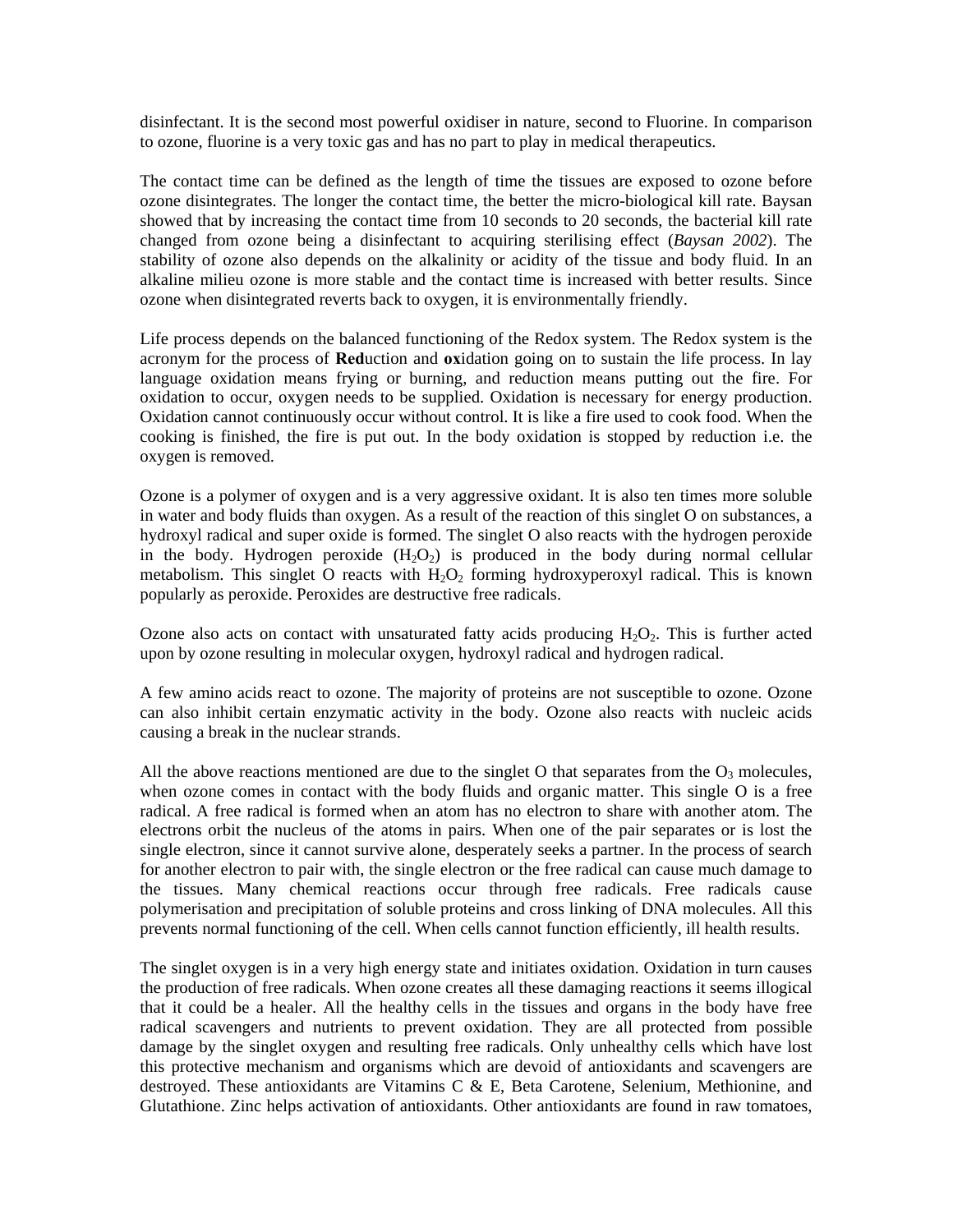disinfectant. It is the second most powerful oxidiser in nature, second to Fluorine. In comparison to ozone, fluorine is a very toxic gas and has no part to play in medical therapeutics.

The contact time can be defined as the length of time the tissues are exposed to ozone before ozone disintegrates. The longer the contact time, the better the micro-biological kill rate. Baysan showed that by increasing the contact time from 10 seconds to 20 seconds, the bacterial kill rate changed from ozone being a disinfectant to acquiring sterilising effect (*Baysan 2002*). The stability of ozone also depends on the alkalinity or acidity of the tissue and body fluid. In an alkaline milieu ozone is more stable and the contact time is increased with better results. Since ozone when disintegrated reverts back to oxygen, it is environmentally friendly.

Life process depends on the balanced functioning of the Redox system. The Redox system is the acronym for the process of **Red**uction and **ox**idation going on to sustain the life process. In lay language oxidation means frying or burning, and reduction means putting out the fire. For oxidation to occur, oxygen needs to be supplied. Oxidation is necessary for energy production. Oxidation cannot continuously occur without control. It is like a fire used to cook food. When the cooking is finished, the fire is put out. In the body oxidation is stopped by reduction i.e. the oxygen is removed.

Ozone is a polymer of oxygen and is a very aggressive oxidant. It is also ten times more soluble in water and body fluids than oxygen. As a result of the reaction of this singlet O on substances, a hydroxyl radical and super oxide is formed. The singlet O also reacts with the hydrogen peroxide in the body. Hydrogen peroxide ($H_2O_2$) is produced in the body during normal cellular metabolism. This singlet O reacts with $H_2O_2$ forming hydroxyperoxyl radical. This is known popularly as peroxide. Peroxides are destructive free radicals.

Ozone also acts on contact with unsaturated fatty acids producing $H_2O_2$. This is further acted upon by ozone resulting in molecular oxygen, hydroxyl radical and hydrogen radical.

A few amino acids react to ozone. The majority of proteins are not susceptible to ozone. Ozone can also inhibit certain enzymatic activity in the body. Ozone also reacts with nucleic acids causing a break in the nuclear strands.

All the above reactions mentioned are due to the singlet O that separates from the $O_3$ molecules, when ozone comes in contact with the body fluids and organic matter. This single O is a free radical. A free radical is formed when an atom has no electron to share with another atom. The electrons orbit the nucleus of the atoms in pairs. When one of the pair separates or is lost the single electron, since it cannot survive alone, desperately seeks a partner. In the process of search for another electron to pair with, the single electron or the free radical can cause much damage to the tissues. Many chemical reactions occur through free radicals. Free radicals cause polymerisation and precipitation of soluble proteins and cross linking of DNA molecules. All this prevents normal functioning of the cell. When cells cannot function efficiently, ill health results.

The singlet oxygen is in a very high energy state and initiates oxidation. Oxidation in turn causes the production of free radicals. When ozone creates all these damaging reactions it seems illogical that it could be a healer. All the healthy cells in the tissues and organs in the body have free radical scavengers and nutrients to prevent oxidation. They are all protected from possible damage by the singlet oxygen and resulting free radicals. Only unhealthy cells which have lost this protective mechanism and organisms which are devoid of antioxidants and scavengers are destroyed. These antioxidants are Vitamins C & E, Beta Carotene, Selenium, Methionine, and Glutathione. Zinc helps activation of antioxidants. Other antioxidants are found in raw tomatoes,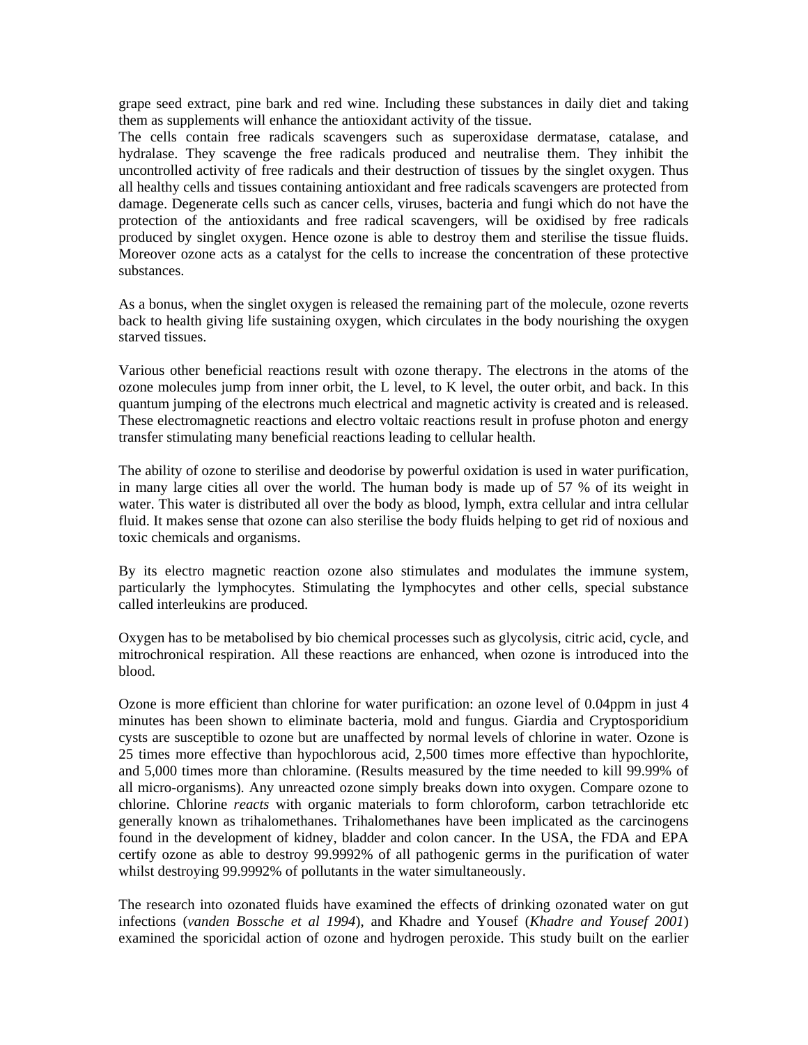grape seed extract, pine bark and red wine. Including these substances in daily diet and taking them as supplements will enhance the antioxidant activity of the tissue.
The cells contain free radicals scavengers such as superoxidase dermatase, catalase, and hydralase. They scavenge the free radicals produced and neutralise them. They inhibit the uncontrolled activity of free radicals and their destruction of tissues by the singlet oxygen. Thus all healthy cells and tissues containing antioxidant and free radicals scavengers are protected from damage. Degenerate cells such as cancer cells, viruses, bacteria and fungi which do not have the protection of the antioxidants and free radical scavengers, will be oxidised by free radicals produced by singlet oxygen. Hence ozone is able to destroy them and sterilise the tissue fluids. Moreover ozone acts as a catalyst for the cells to increase the concentration of these protective substances.

As a bonus, when the singlet oxygen is released the remaining part of the molecule, ozone reverts back to health giving life sustaining oxygen, which circulates in the body nourishing the oxygen starved tissues.

Various other beneficial reactions result with ozone therapy. The electrons in the atoms of the ozone molecules jump from inner orbit, the L level, to K level, the outer orbit, and back. In this quantum jumping of the electrons much electrical and magnetic activity is created and is released. These electromagnetic reactions and electro voltaic reactions result in profuse photon and energy transfer stimulating many beneficial reactions leading to cellular health.

The ability of ozone to sterilise and deodorise by powerful oxidation is used in water purification, in many large cities all over the world. The human body is made up of 57 % of its weight in water. This water is distributed all over the body as blood, lymph, extra cellular and intra cellular fluid. It makes sense that ozone can also sterilise the body fluids helping to get rid of noxious and toxic chemicals and organisms.

By its electro magnetic reaction ozone also stimulates and modulates the immune system, particularly the lymphocytes. Stimulating the lymphocytes and other cells, special substance called interleukins are produced.

Oxygen has to be metabolised by bio chemical processes such as glycolysis, citric acid, cycle, and mitrochronical respiration. All these reactions are enhanced, when ozone is introduced into the blood.

Ozone is more efficient than chlorine for water purification: an ozone level of 0.04ppm in just 4 minutes has been shown to eliminate bacteria, mold and fungus. Giardia and Cryptosporidium cysts are susceptible to ozone but are unaffected by normal levels of chlorine in water. Ozone is 25 times more effective than hypochlorous acid, 2,500 times more effective than hypochlorite, and 5,000 times more than chloramine. (Results measured by the time needed to kill 99.99% of all micro-organisms). Any unreacted ozone simply breaks down into oxygen. Compare ozone to chlorine. Chlorine *reacts* with organic materials to form chloroform, carbon tetrachloride etc generally known as trihalomethanes. Trihalomethanes have been implicated as the carcinogens found in the development of kidney, bladder and colon cancer. In the USA, the FDA and EPA certify ozone as able to destroy 99.9992% of all pathogenic germs in the purification of water whilst destroying 99.9992% of pollutants in the water simultaneously.

The research into ozonated fluids have examined the effects of drinking ozonated water on gut infections (*vanden Bossche et al 1994*), and Khadre and Yousef (*Khadre and Yousef 2001*) examined the sporicidal action of ozone and hydrogen peroxide. This study built on the earlier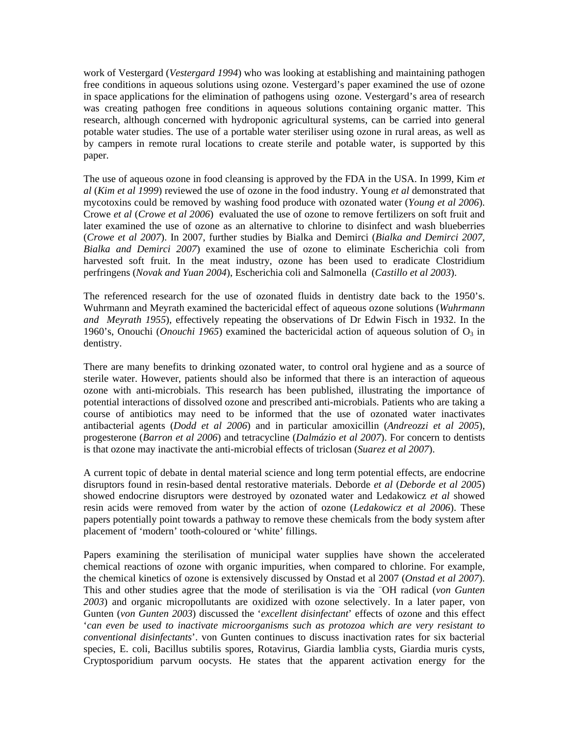work of Vestergard (*Vestergard 1994*) who was looking at establishing and maintaining pathogen free conditions in aqueous solutions using ozone. Vestergard's paper examined the use of ozone in space applications for the elimination of pathogens using ozone. Vestergard's area of research was creating pathogen free conditions in aqueous solutions containing organic matter. This research, although concerned with hydroponic agricultural systems, can be carried into general potable water studies. The use of a portable water steriliser using ozone in rural areas, as well as by campers in remote rural locations to create sterile and potable water, is supported by this paper.

The use of aqueous ozone in food cleansing is approved by the FDA in the USA. In 1999, Kim *et al* (*Kim et al 1999*) reviewed the use of ozone in the food industry. Young *et al* demonstrated that mycotoxins could be removed by washing food produce with ozonated water (*Young et al 2006*). Crowe *et al* (*Crowe et al 2006*) evaluated the use of ozone to remove fertilizers on soft fruit and later examined the use of ozone as an alternative to chlorine to disinfect and wash blueberries (*Crowe et al 2007*). In 2007, further studies by Bialka and Demirci (*Bialka and Demirci 2007, Bialka and Demirci 2007*) examined the use of ozone to eliminate Escherichia coli from harvested soft fruit. In the meat industry, ozone has been used to eradicate Clostridium perfringens (*Novak and Yuan 2004*), Escherichia coli and Salmonella (*Castillo et al 2003*).

The referenced research for the use of ozonated fluids in dentistry date back to the 1950's. Wuhrmann and Meyrath examined the bactericidal effect of aqueous ozone solutions (*Wuhrmann and Meyrath 1955*), effectively repeating the observations of Dr Edwin Fisch in 1932. In the 1960's, Onouchi (*Onouchi 1965*) examined the bactericidal action of aqueous solution of $O_3$ in dentistry.

There are many benefits to drinking ozonated water, to control oral hygiene and as a source of sterile water. However, patients should also be informed that there is an interaction of aqueous ozone with anti-microbials. This research has been published, illustrating the importance of potential interactions of dissolved ozone and prescribed anti-microbials. Patients who are taking a course of antibiotics may need to be informed that the use of ozonated water inactivates antibacterial agents (*Dodd et al 2006*) and in particular amoxicillin (*Andreozzi et al 2005*), progesterone (*Barron et al 2006*) and tetracycline (*Dalmázio et al 2007*). For concern to dentists is that ozone may inactivate the anti-microbial effects of triclosan (*Suarez et al 2007*).

A current topic of debate in dental material science and long term potential effects, are endocrine disruptors found in resin-based dental restorative materials. Deborde *et al* (*Deborde et al 2005*) showed endocrine disruptors were destroyed by ozonated water and Ledakowicz *et al* showed resin acids were removed from water by the action of ozone (*Ledakowicz et al 2006*). These papers potentially point towards a pathway to remove these chemicals from the body system after placement of 'modern' tooth-coloured or 'white' fillings.

Papers examining the sterilisation of municipal water supplies have shown the accelerated chemical reactions of ozone with organic impurities, when compared to chlorine. For example, the chemical kinetics of ozone is extensively discussed by Onstad et al 2007 (*Onstad et al 2007*). This and other studies agree that the mode of sterilisation is via the $^{-}$OH radical (*von Gunten 2003*) and organic micropollutants are oxidized with ozone selectively. In a later paper, von Gunten (*von Gunten 2003*) discussed the '*excellent disinfectant*' effects of ozone and this effect '*can even be used to inactivate microorganisms such as protozoa which are very resistant to conventional disinfectants*'. von Gunten continues to discuss inactivation rates for six bacterial species, E. coli, Bacillus subtilis spores, Rotavirus, Giardia lamblia cysts, Giardia muris cysts, Cryptosporidium parvum oocysts. He states that the apparent activation energy for the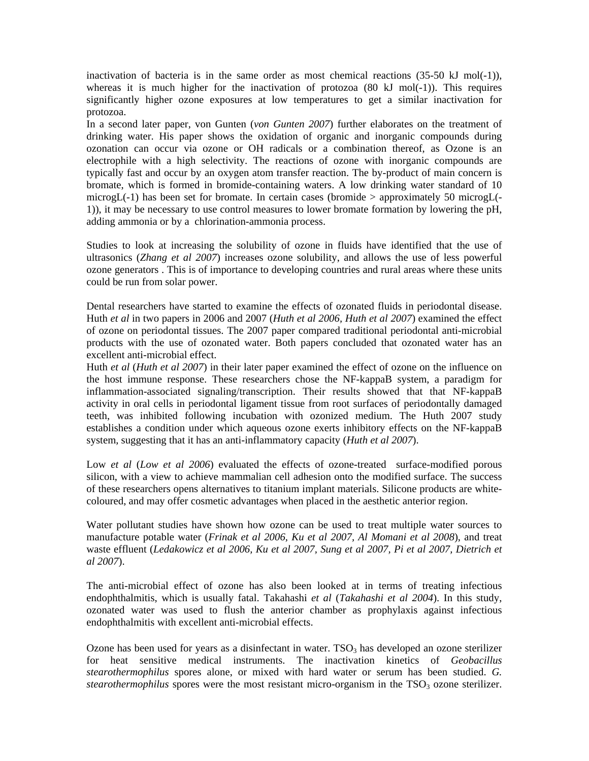inactivation of bacteria is in the same order as most chemical reactions (35-50 kJ mol(-1)), whereas it is much higher for the inactivation of protozoa (80 kJ mol(-1)). This requires significantly higher ozone exposures at low temperatures to get a similar inactivation for protozoa.

In a second later paper, von Gunten (*von Gunten 2007*) further elaborates on the treatment of drinking water. His paper shows the oxidation of organic and inorganic compounds during ozonation can occur via ozone or OH radicals or a combination thereof, as Ozone is an electrophile with a high selectivity. The reactions of ozone with inorganic compounds are typically fast and occur by an oxygen atom transfer reaction. The by-product of main concern is bromate, which is formed in bromide-containing waters. A low drinking water standard of 10 microgL(-1) has been set for bromate. In certain cases (bromide > approximately 50 microgL(-1)), it may be necessary to use control measures to lower bromate formation by lowering the pH, adding ammonia or by a chlorination-ammonia process.

Studies to look at increasing the solubility of ozone in fluids have identified that the use of ultrasonics (*Zhang et al 2007*) increases ozone solubility, and allows the use of less powerful ozone generators . This is of importance to developing countries and rural areas where these units could be run from solar power.

Dental researchers have started to examine the effects of ozonated fluids in periodontal disease. Huth *et al* in two papers in 2006 and 2007 (*Huth et al 2006, Huth et al 2007*) examined the effect of ozone on periodontal tissues. The 2007 paper compared traditional periodontal anti-microbial products with the use of ozonated water. Both papers concluded that ozonated water has an excellent anti-microbial effect.

Huth *et al* (*Huth et al 2007*) in their later paper examined the effect of ozone on the influence on the host immune response. These researchers chose the NF-kappaB system, a paradigm for inflammation-associated signaling/transcription. Their results showed that that NF-kappaB activity in oral cells in periodontal ligament tissue from root surfaces of periodontally damaged teeth, was inhibited following incubation with ozonized medium. The Huth 2007 study establishes a condition under which aqueous ozone exerts inhibitory effects on the NF-kappaB system, suggesting that it has an anti-inflammatory capacity (*Huth et al 2007*).

Low *et al* (*Low et al 2006*) evaluated the effects of ozone-treated surface-modified porous silicon, with a view to achieve mammalian cell adhesion onto the modified surface. The success of these researchers opens alternatives to titanium implant materials. Silicone products are white-coloured, and may offer cosmetic advantages when placed in the aesthetic anterior region.

Water pollutant studies have shown how ozone can be used to treat multiple water sources to manufacture potable water (*Frinak et al 2006, Ku et al 2007, Al Momani et al 2008*), and treat waste effluent (*Ledakowicz et al 2006, Ku et al 2007, Sung et al 2007, Pi et al 2007, Dietrich et al 2007*).

The anti-microbial effect of ozone has also been looked at in terms of treating infectious endophthalmitis, which is usually fatal. Takahashi *et al* (*Takahashi et al 2004*). In this study, ozonated water was used to flush the anterior chamber as prophylaxis against infectious endophthalmitis with excellent anti-microbial effects.

Ozone has been used for years as a disinfectant in water. $TSO_3$ has developed an ozone sterilizer for heat sensitive medical instruments. The inactivation kinetics of *Geobacillus stearothermophilus* spores alone, or mixed with hard water or serum has been studied. *G. stearothermophilus* spores were the most resistant micro-organism in the $TSO_3$ ozone sterilizer.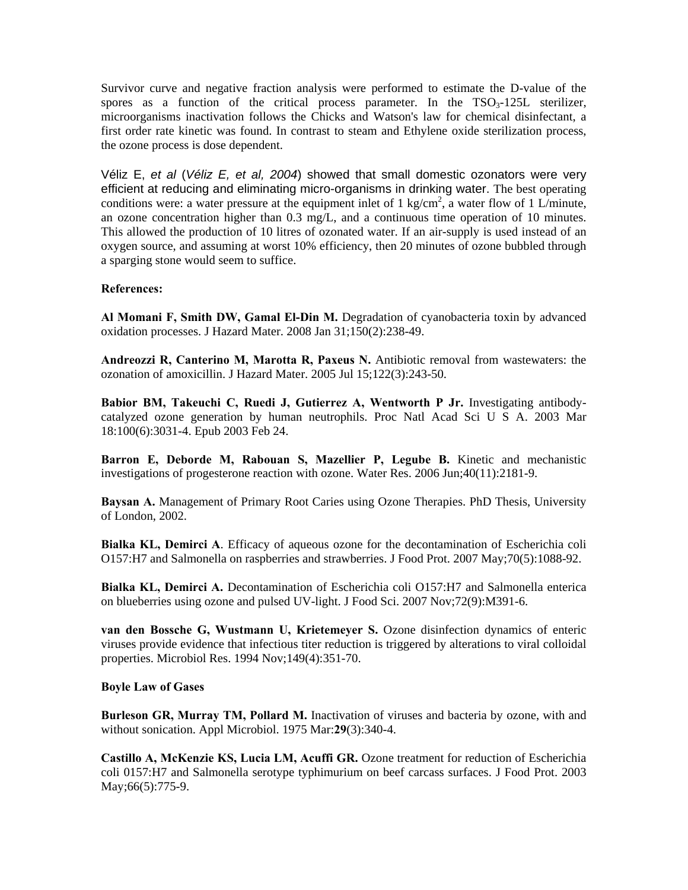Survivor curve and negative fraction analysis were performed to estimate the D-value of the spores as a function of the critical process parameter. In the $TSO_3$-125L sterilizer, microorganisms inactivation follows the Chicks and Watson's law for chemical disinfectant, a first order rate kinetic was found. In contrast to steam and Ethylene oxide sterilization process, the ozone process is dose dependent.

Véliz E, *et al* (*Véliz E, et al, 2004*) showed that small domestic ozonators were very efficient at reducing and eliminating micro-organisms in drinking water. The best operating conditions were: a water pressure at the equipment inlet of 1 $kg/cm^2$, a water flow of 1 L/minute, an ozone concentration higher than 0.3 mg/L, and a continuous time operation of 10 minutes. This allowed the production of 10 litres of ozonated water. If an air-supply is used instead of an oxygen source, and assuming at worst 10% efficiency, then 20 minutes of ozone bubbled through a sparging stone would seem to suffice.

**References:**

**Al Momani F, Smith DW, Gamal El-Din M.** Degradation of cyanobacteria toxin by advanced oxidation processes. J Hazard Mater. 2008 Jan 31;150(2):238-49.

**Andreozzi R, Canterino M, Marotta R, Paxeus N.** Antibiotic removal from wastewaters: the ozonation of amoxicillin. J Hazard Mater. 2005 Jul 15;122(3):243-50.

**Babior BM, Takeuchi C, Ruedi J, Gutierrez A, Wentworth P Jr.** Investigating antibody-catalyzed ozone generation by human neutrophils. Proc Natl Acad Sci U S A. 2003 Mar 18:100(6):3031-4. Epub 2003 Feb 24.

**Barron E, Deborde M, Rabouan S, Mazellier P, Legube B.** Kinetic and mechanistic investigations of progesterone reaction with ozone. Water Res. 2006 Jun;40(11):2181-9.

**Baysan A.** Management of Primary Root Caries using Ozone Therapies. PhD Thesis, University of London, 2002.

**Bialka KL, Demirci A**. Efficacy of aqueous ozone for the decontamination of Escherichia coli O157:H7 and Salmonella on raspberries and strawberries. J Food Prot. 2007 May;70(5):1088-92.

**Bialka KL, Demirci A.** Decontamination of Escherichia coli O157:H7 and Salmonella enterica on blueberries using ozone and pulsed UV-light. J Food Sci. 2007 Nov;72(9):M391-6.

**van den Bossche G, Wustmann U, Krietemeyer S.** Ozone disinfection dynamics of enteric viruses provide evidence that infectious titer reduction is triggered by alterations to viral colloidal properties. Microbiol Res. 1994 Nov;149(4):351-70.

**Boyle Law of Gases**

**Burleson GR, Murray TM, Pollard M.** Inactivation of viruses and bacteria by ozone, with and without sonication. Appl Microbiol. 1975 Mar:**29**(3):340-4.

**Castillo A, McKenzie KS, Lucia LM, Acuffi GR.** Ozone treatment for reduction of Escherichia coli 0157:H7 and Salmonella serotype typhimurium on beef carcass surfaces. J Food Prot. 2003 May;66(5):775-9.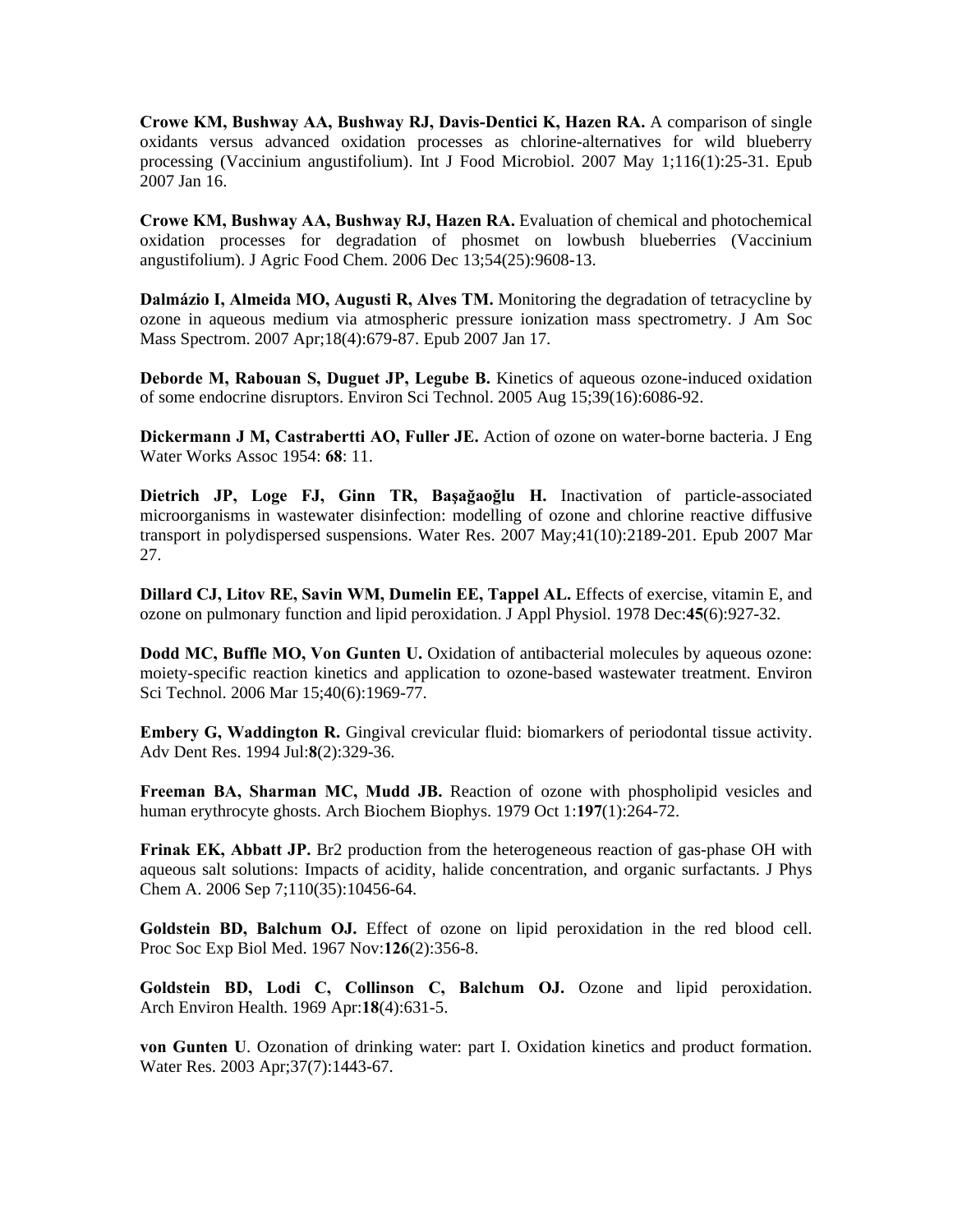**Crowe KM, Bushway AA, Bushway RJ, Davis-Dentici K, Hazen RA.** A comparison of single oxidants versus advanced oxidation processes as chlorine-alternatives for wild blueberry processing (Vaccinium angustifolium). Int J Food Microbiol. 2007 May 1;116(1):25-31. Epub 2007 Jan 16.

**Crowe KM, Bushway AA, Bushway RJ, Hazen RA.** Evaluation of chemical and photochemical oxidation processes for degradation of phosmet on lowbush blueberries (Vaccinium angustifolium). J Agric Food Chem. 2006 Dec 13;54(25):9608-13.

**Dalmázio I, Almeida MO, Augusti R, Alves TM.** Monitoring the degradation of tetracycline by ozone in aqueous medium via atmospheric pressure ionization mass spectrometry. J Am Soc Mass Spectrom. 2007 Apr;18(4):679-87. Epub 2007 Jan 17.

**Deborde M, Rabouan S, Duguet JP, Legube B.** Kinetics of aqueous ozone-induced oxidation of some endocrine disruptors. Environ Sci Technol. 2005 Aug 15;39(16):6086-92.

**Dickermann J M, Castrabertti AO, Fuller JE.** Action of ozone on water-borne bacteria. J Eng Water Works Assoc 1954: **68**: 11.

**Dietrich JP, Loge FJ, Ginn TR, Başağaoğlu H.** Inactivation of particle-associated microorganisms in wastewater disinfection: modelling of ozone and chlorine reactive diffusive transport in polydispersed suspensions. Water Res. 2007 May;41(10):2189-201. Epub 2007 Mar 27.

**Dillard CJ, Litov RE, Savin WM, Dumelin EE, Tappel AL.** Effects of exercise, vitamin E, and ozone on pulmonary function and lipid peroxidation. J Appl Physiol. 1978 Dec:**45**(6):927-32.

**Dodd MC, Buffle MO, Von Gunten U.** Oxidation of antibacterial molecules by aqueous ozone: moiety-specific reaction kinetics and application to ozone-based wastewater treatment. Environ Sci Technol. 2006 Mar 15;40(6):1969-77.

**Embery G, Waddington R.** Gingival crevicular fluid: biomarkers of periodontal tissue activity. Adv Dent Res. 1994 Jul:**8**(2):329-36.

**Freeman BA, Sharman MC, Mudd JB.** Reaction of ozone with phospholipid vesicles and human erythrocyte ghosts. Arch Biochem Biophys. 1979 Oct 1:**197**(1):264-72.

**Frinak EK, Abbatt JP.** Br2 production from the heterogeneous reaction of gas-phase OH with aqueous salt solutions: Impacts of acidity, halide concentration, and organic surfactants. J Phys Chem A. 2006 Sep 7;110(35):10456-64.

**Goldstein BD, Balchum OJ.** Effect of ozone on lipid peroxidation in the red blood cell. Proc Soc Exp Biol Med. 1967 Nov:**126**(2):356-8.

**Goldstein BD, Lodi C, Collinson C, Balchum OJ.** Ozone and lipid peroxidation. Arch Environ Health. 1969 Apr:**18**(4):631-5.

**von Gunten U**. Ozonation of drinking water: part I. Oxidation kinetics and product formation. Water Res. 2003 Apr;37(7):1443-67.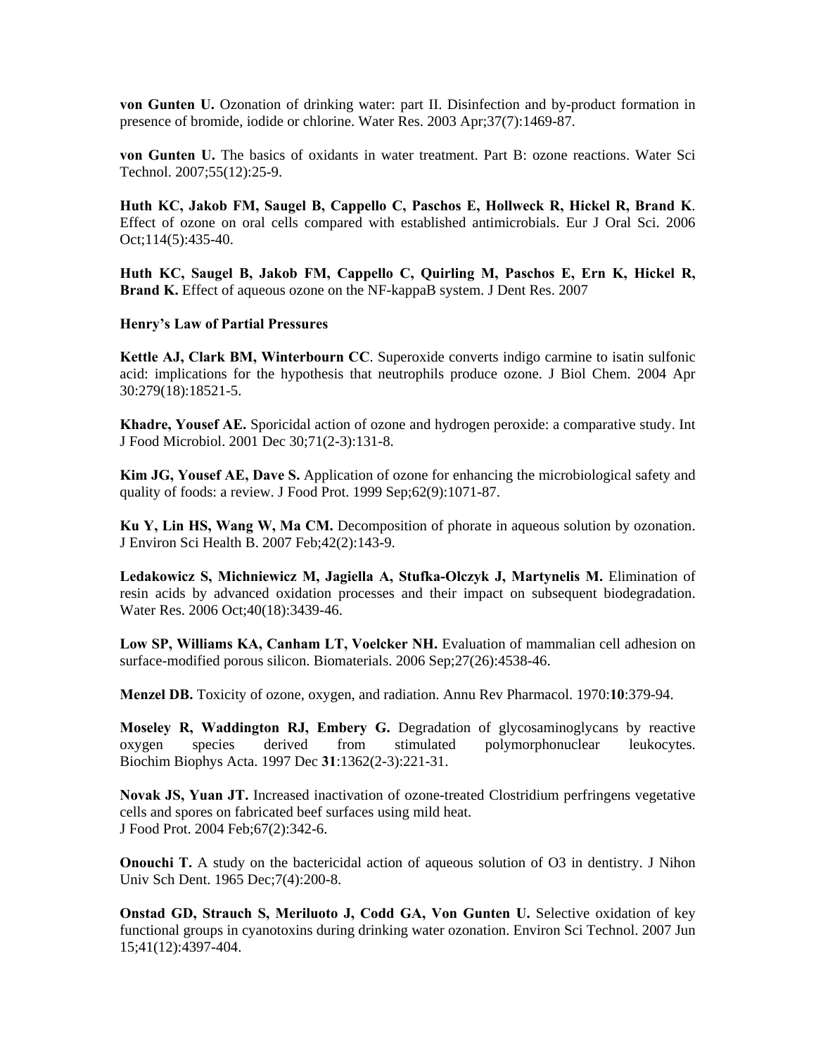**von Gunten U.** Ozonation of drinking water: part II. Disinfection and by-product formation in presence of bromide, iodide or chlorine. Water Res. 2003 Apr;37(7):1469-87.

**von Gunten U.** The basics of oxidants in water treatment. Part B: ozone reactions. Water Sci Technol. 2007;55(12):25-9.

**Huth KC, Jakob FM, Saugel B, Cappello C, Paschos E, Hollweck R, Hickel R, Brand K**. Effect of ozone on oral cells compared with established antimicrobials. Eur J Oral Sci. 2006 Oct;114(5):435-40.

**Huth KC, Saugel B, Jakob FM, Cappello C, Quirling M, Paschos E, Ern K, Hickel R, Brand K.** Effect of aqueous ozone on the NF-kappaB system. J Dent Res. 2007

**Henry's Law of Partial Pressures**

**Kettle AJ, Clark BM, Winterbourn CC**. Superoxide converts indigo carmine to isatin sulfonic acid: implications for the hypothesis that neutrophils produce ozone. J Biol Chem. 2004 Apr 30:279(18):18521-5.

**Khadre, Yousef AE.** Sporicidal action of ozone and hydrogen peroxide: a comparative study. Int J Food Microbiol. 2001 Dec 30;71(2-3):131-8.

**Kim JG, Yousef AE, Dave S.** Application of ozone for enhancing the microbiological safety and quality of foods: a review. J Food Prot. 1999 Sep;62(9):1071-87.

**Ku Y, Lin HS, Wang W, Ma CM.** Decomposition of phorate in aqueous solution by ozonation. J Environ Sci Health B. 2007 Feb;42(2):143-9.

**Ledakowicz S, Michniewicz M, Jagiella A, Stufka-Olczyk J, Martynelis M.** Elimination of resin acids by advanced oxidation processes and their impact on subsequent biodegradation. Water Res. 2006 Oct;40(18):3439-46.

**Low SP, Williams KA, Canham LT, Voelcker NH.** Evaluation of mammalian cell adhesion on surface-modified porous silicon. Biomaterials. 2006 Sep;27(26):4538-46.

**Menzel DB.** Toxicity of ozone, oxygen, and radiation. Annu Rev Pharmacol. 1970:**10**:379-94.

**Moseley R, Waddington RJ, Embery G.** Degradation of glycosaminoglycans by reactive oxygen species derived from stimulated polymorphonuclear leukocytes. Biochim Biophys Acta. 1997 Dec **31**:1362(2-3):221-31.

**Novak JS, Yuan JT.** Increased inactivation of ozone-treated Clostridium perfringens vegetative cells and spores on fabricated beef surfaces using mild heat. J Food Prot. 2004 Feb;67(2):342-6.

**Onouchi T.** A study on the bactericidal action of aqueous solution of O3 in dentistry. J Nihon Univ Sch Dent. 1965 Dec;7(4):200-8.

**Onstad GD, Strauch S, Meriluoto J, Codd GA, Von Gunten U.** Selective oxidation of key functional groups in cyanotoxins during drinking water ozonation. Environ Sci Technol. 2007 Jun 15;41(12):4397-404.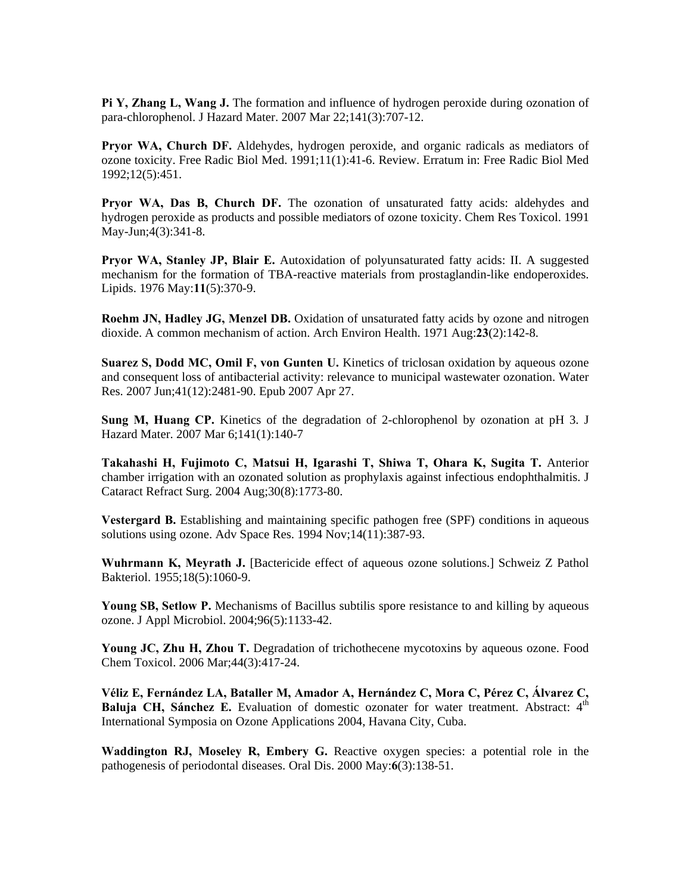**Pi Y, Zhang L, Wang J.** The formation and influence of hydrogen peroxide during ozonation of para-chlorophenol. J Hazard Mater. 2007 Mar 22;141(3):707-12.

**Pryor WA, Church DF.** Aldehydes, hydrogen peroxide, and organic radicals as mediators of ozone toxicity. Free Radic Biol Med. 1991;11(1):41-6. Review. Erratum in: Free Radic Biol Med 1992;12(5):451.

**Pryor WA, Das B, Church DF.** The ozonation of unsaturated fatty acids: aldehydes and hydrogen peroxide as products and possible mediators of ozone toxicity. Chem Res Toxicol. 1991 May-Jun;4(3):341-8.

**Pryor WA, Stanley JP, Blair E.** Autoxidation of polyunsaturated fatty acids: II. A suggested mechanism for the formation of TBA-reactive materials from prostaglandin-like endoperoxides. Lipids. 1976 May:**11**(5):370-9.

**Roehm JN, Hadley JG, Menzel DB.** Oxidation of unsaturated fatty acids by ozone and nitrogen dioxide. A common mechanism of action. Arch Environ Health. 1971 Aug:**23**(2):142-8.

**Suarez S, Dodd MC, Omil F, von Gunten U.** Kinetics of triclosan oxidation by aqueous ozone and consequent loss of antibacterial activity: relevance to municipal wastewater ozonation. Water Res. 2007 Jun;41(12):2481-90. Epub 2007 Apr 27.

**Sung M, Huang CP.** Kinetics of the degradation of 2-chlorophenol by ozonation at pH 3. J Hazard Mater. 2007 Mar 6;141(1):140-7

**Takahashi H, Fujimoto C, Matsui H, Igarashi T, Shiwa T, Ohara K, Sugita T.** Anterior chamber irrigation with an ozonated solution as prophylaxis against infectious endophthalmitis. J Cataract Refract Surg. 2004 Aug;30(8):1773-80.

**Vestergard B.** Establishing and maintaining specific pathogen free (SPF) conditions in aqueous solutions using ozone. Adv Space Res. 1994 Nov;14(11):387-93.

**Wuhrmann K, Meyrath J.** [Bactericide effect of aqueous ozone solutions.] Schweiz Z Pathol Bakteriol. 1955;18(5):1060-9.

**Young SB, Setlow P.** Mechanisms of Bacillus subtilis spore resistance to and killing by aqueous ozone. J Appl Microbiol. 2004;96(5):1133-42.

**Young JC, Zhu H, Zhou T.** Degradation of trichothecene mycotoxins by aqueous ozone. Food Chem Toxicol. 2006 Mar;44(3):417-24.

**Véliz E, Fernández LA, Bataller M, Amador A, Hernández C, Mora C, Pérez C, Álvarez C, Baluja CH, Sánchez E.** Evaluation of domestic ozonater for water treatment. Abstract: 4th International Symposia on Ozone Applications 2004, Havana City, Cuba.

**Waddington RJ, Moseley R, Embery G.** Reactive oxygen species: a potential role in the pathogenesis of periodontal diseases. Oral Dis. 2000 May:**6**(3):138-51.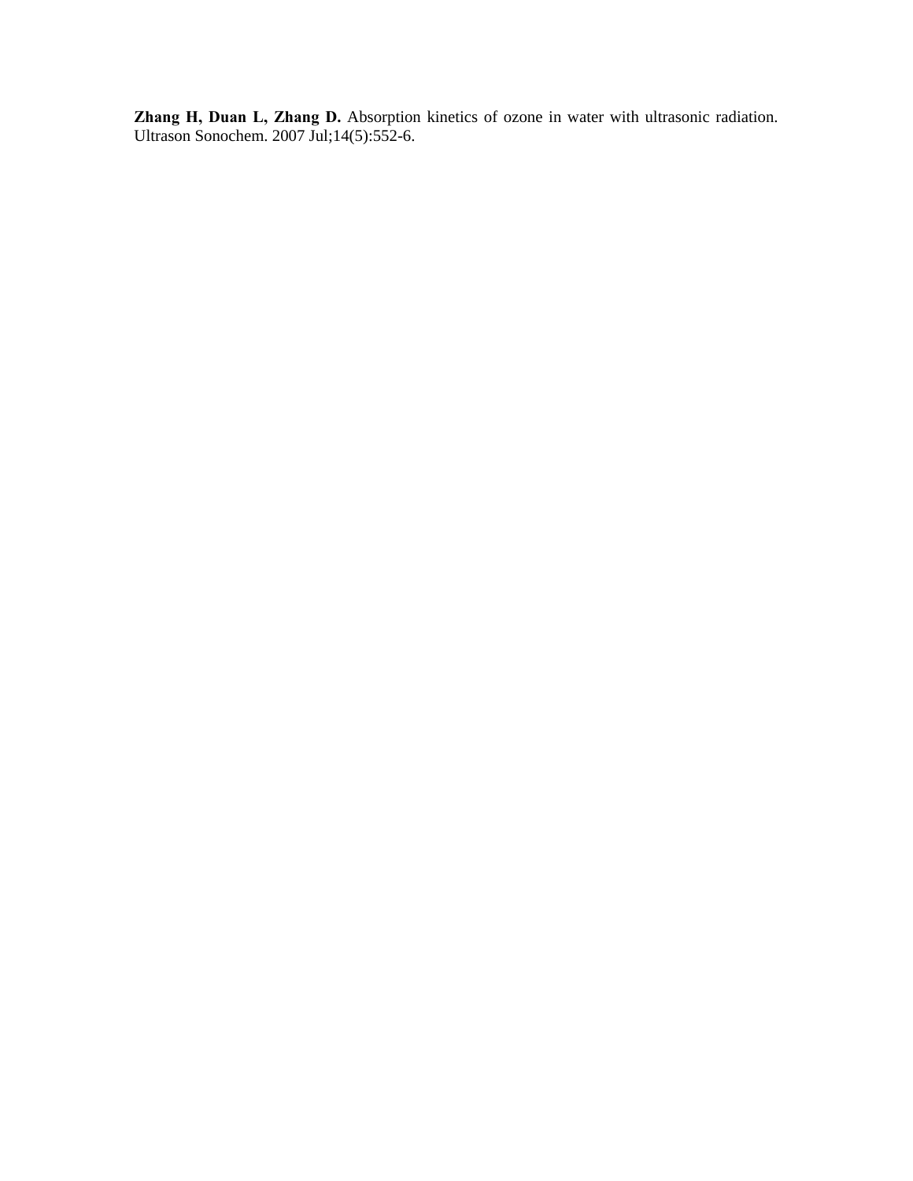**Zhang H, Duan L, Zhang D.** Absorption kinetics of ozone in water with ultrasonic radiation. Ultrason Sonochem. 2007 Jul;14(5):552-6.